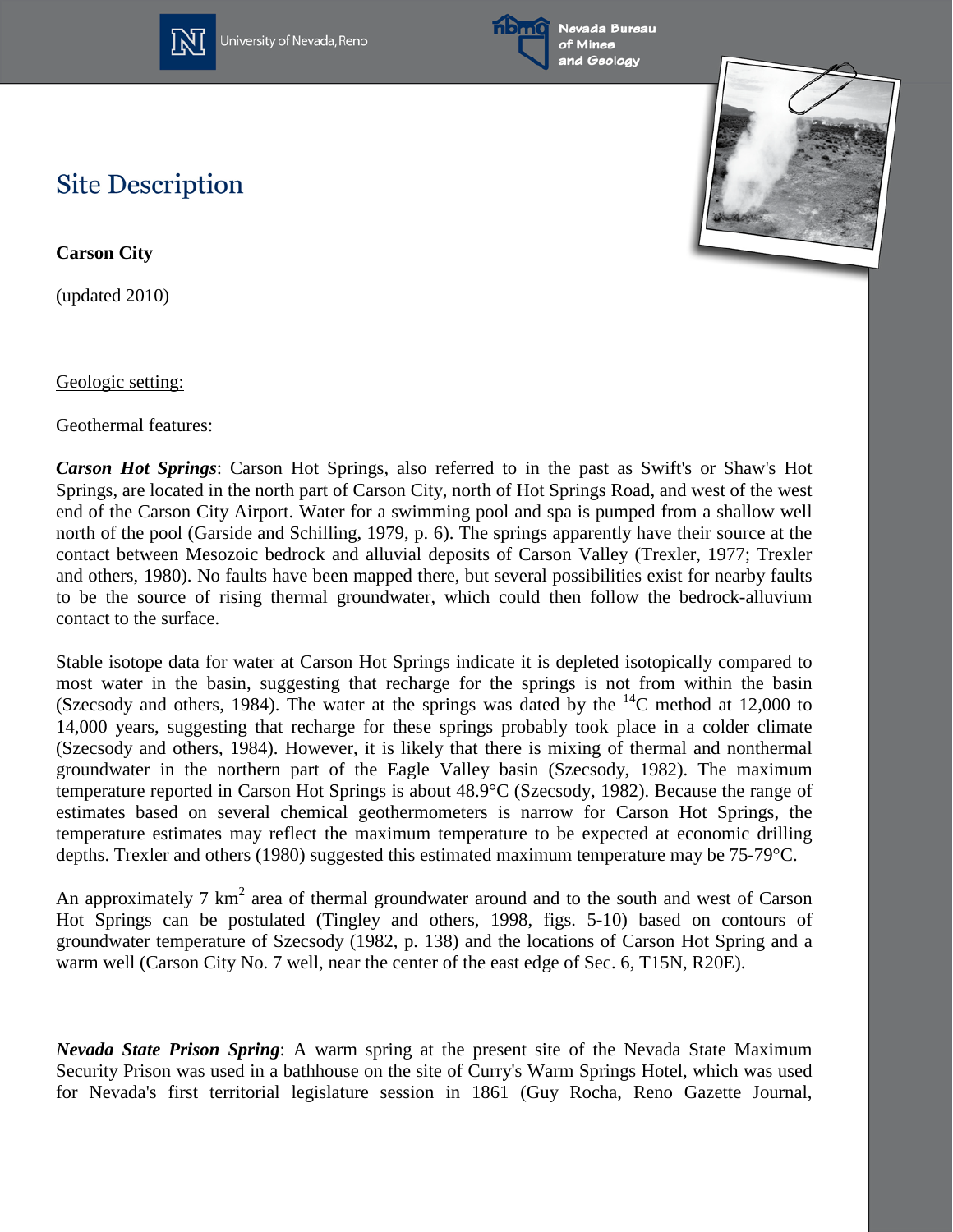# Site Description

**Carson City**

(updated 2010)

Geologic setting:

Geothermal features:

***Carson Hot Springs***: Carson Hot Springs, also referred to in the past as Swift's or Shaw's Hot Springs, are located in the north part of Carson City, north of Hot Springs Road, and west of the west end of the Carson City Airport. Water for a swimming pool and spa is pumped from a shallow well north of the pool (Garside and Schilling, 1979, p. 6). The springs apparently have their source at the contact between Mesozoic bedrock and alluvial deposits of Carson Valley (Trexler, 1977; Trexler and others, 1980). No faults have been mapped there, but several possibilities exist for nearby faults to be the source of rising thermal groundwater, which could then follow the bedrock-alluvium contact to the surface.

Stable isotope data for water at Carson Hot Springs indicate it is depleted isotopically compared to most water in the basin, suggesting that recharge for the springs is not from within the basin (Szecsody and others, 1984). The water at the springs was dated by the $^{14}C$ method at 12,000 to 14,000 years, suggesting that recharge for these springs probably took place in a colder climate (Szecsody and others, 1984). However, it is likely that there is mixing of thermal and nonthermal groundwater in the northern part of the Eagle Valley basin (Szecsody, 1982). The maximum temperature reported in Carson Hot Springs is about 48.9°C (Szecsody, 1982). Because the range of estimates based on several chemical geothermometers is narrow for Carson Hot Springs, the temperature estimates may reflect the maximum temperature to be expected at economic drilling depths. Trexler and others (1980) suggested this estimated maximum temperature may be 75-79°C.

An approximately 7 $km^2$ area of thermal groundwater around and to the south and west of Carson Hot Springs can be postulated (Tingley and others, 1998, figs. 5-10) based on contours of groundwater temperature of Szecsody (1982, p. 138) and the locations of Carson Hot Spring and a warm well (Carson City No. 7 well, near the center of the east edge of Sec. 6, T15N, R20E).

***Nevada State Prison Spring***: A warm spring at the present site of the Nevada State Maximum Security Prison was used in a bathhouse on the site of Curry's Warm Springs Hotel, which was used for Nevada's first territorial legislature session in 1861 (Guy Rocha, Reno Gazette Journal,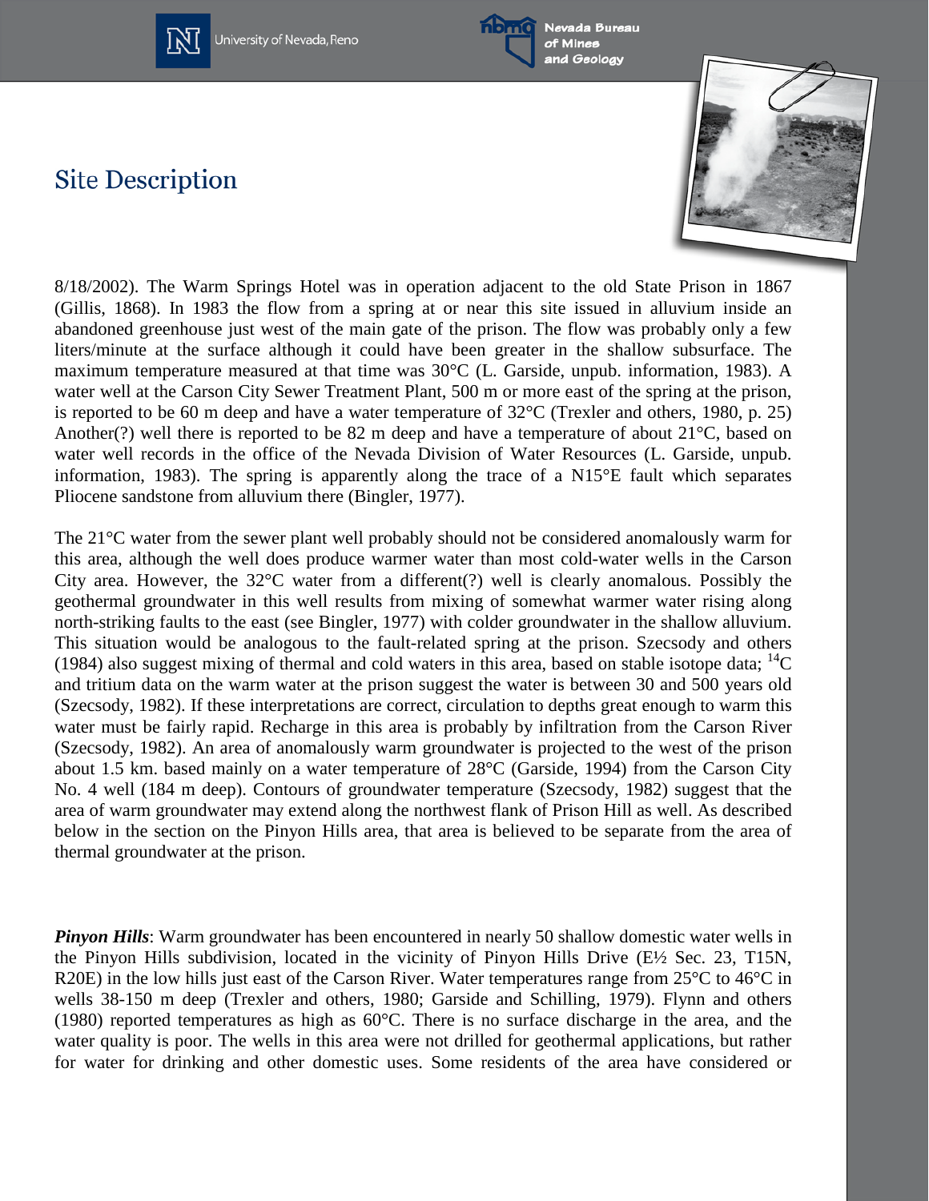## Site Description

8/18/2002). The Warm Springs Hotel was in operation adjacent to the old State Prison in 1867 (Gillis, 1868). In 1983 the flow from a spring at or near this site issued in alluvium inside an abandoned greenhouse just west of the main gate of the prison. The flow was probably only a few liters/minute at the surface although it could have been greater in the shallow subsurface. The maximum temperature measured at that time was 30°C (L. Garside, unpub. information, 1983). A water well at the Carson City Sewer Treatment Plant, 500 m or more east of the spring at the prison, is reported to be 60 m deep and have a water temperature of 32°C (Trexler and others, 1980, p. 25) Another(?) well there is reported to be 82 m deep and have a temperature of about 21°C, based on water well records in the office of the Nevada Division of Water Resources (L. Garside, unpub. information, 1983). The spring is apparently along the trace of a N15°E fault which separates Pliocene sandstone from alluvium there (Bingler, 1977).

The 21°C water from the sewer plant well probably should not be considered anomalously warm for this area, although the well does produce warmer water than most cold-water wells in the Carson City area. However, the 32°C water from a different(?) well is clearly anomalous. Possibly the geothermal groundwater in this well results from mixing of somewhat warmer water rising along north-striking faults to the east (see Bingler, 1977) with colder groundwater in the shallow alluvium. This situation would be analogous to the fault-related spring at the prison. Szecsody and others (1984) also suggest mixing of thermal and cold waters in this area, based on stable isotope data; $^{14}C$ and tritium data on the warm water at the prison suggest the water is between 30 and 500 years old (Szecsody, 1982). If these interpretations are correct, circulation to depths great enough to warm this water must be fairly rapid. Recharge in this area is probably by infiltration from the Carson River (Szecsody, 1982). An area of anomalously warm groundwater is projected to the west of the prison about 1.5 km. based mainly on a water temperature of 28°C (Garside, 1994) from the Carson City No. 4 well (184 m deep). Contours of groundwater temperature (Szecsody, 1982) suggest that the area of warm groundwater may extend along the northwest flank of Prison Hill as well. As described below in the section on the Pinyon Hills area, that area is believed to be separate from the area of thermal groundwater at the prison.

***Pinyon Hills***: Warm groundwater has been encountered in nearly 50 shallow domestic water wells in the Pinyon Hills subdivision, located in the vicinity of Pinyon Hills Drive (E½ Sec. 23, T15N, R20E) in the low hills just east of the Carson River. Water temperatures range from 25°C to 46°C in wells 38-150 m deep (Trexler and others, 1980; Garside and Schilling, 1979). Flynn and others (1980) reported temperatures as high as 60°C. There is no surface discharge in the area, and the water quality is poor. The wells in this area were not drilled for geothermal applications, but rather for water for drinking and other domestic uses. Some residents of the area have considered or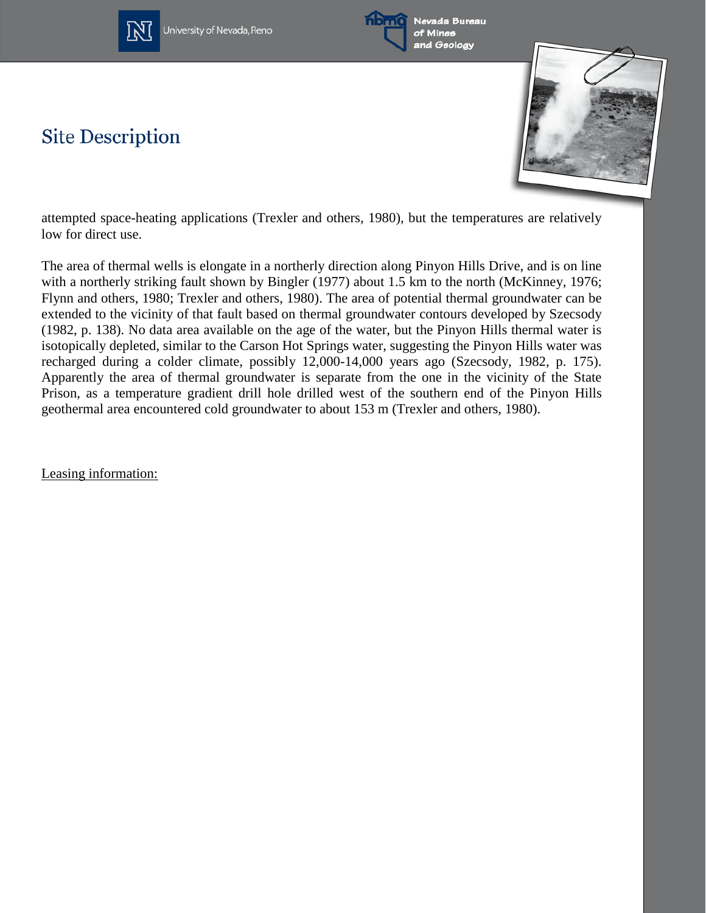# Site Description

attempted space-heating applications (Trexler and others, 1980), but the temperatures are relatively low for direct use.

The area of thermal wells is elongate in a northerly direction along Pinyon Hills Drive, and is on line with a northerly striking fault shown by Bingler (1977) about 1.5 km to the north (McKinney, 1976; Flynn and others, 1980; Trexler and others, 1980). The area of potential thermal groundwater can be extended to the vicinity of that fault based on thermal groundwater contours developed by Szecsody (1982, p. 138). No data area available on the age of the water, but the Pinyon Hills thermal water is isotopically depleted, similar to the Carson Hot Springs water, suggesting the Pinyon Hills water was recharged during a colder climate, possibly 12,000-14,000 years ago (Szecsody, 1982, p. 175). Apparently the area of thermal groundwater is separate from the one in the vicinity of the State Prison, as a temperature gradient drill hole drilled west of the southern end of the Pinyon Hills geothermal area encountered cold groundwater to about 153 m (Trexler and others, 1980).

Leasing information: